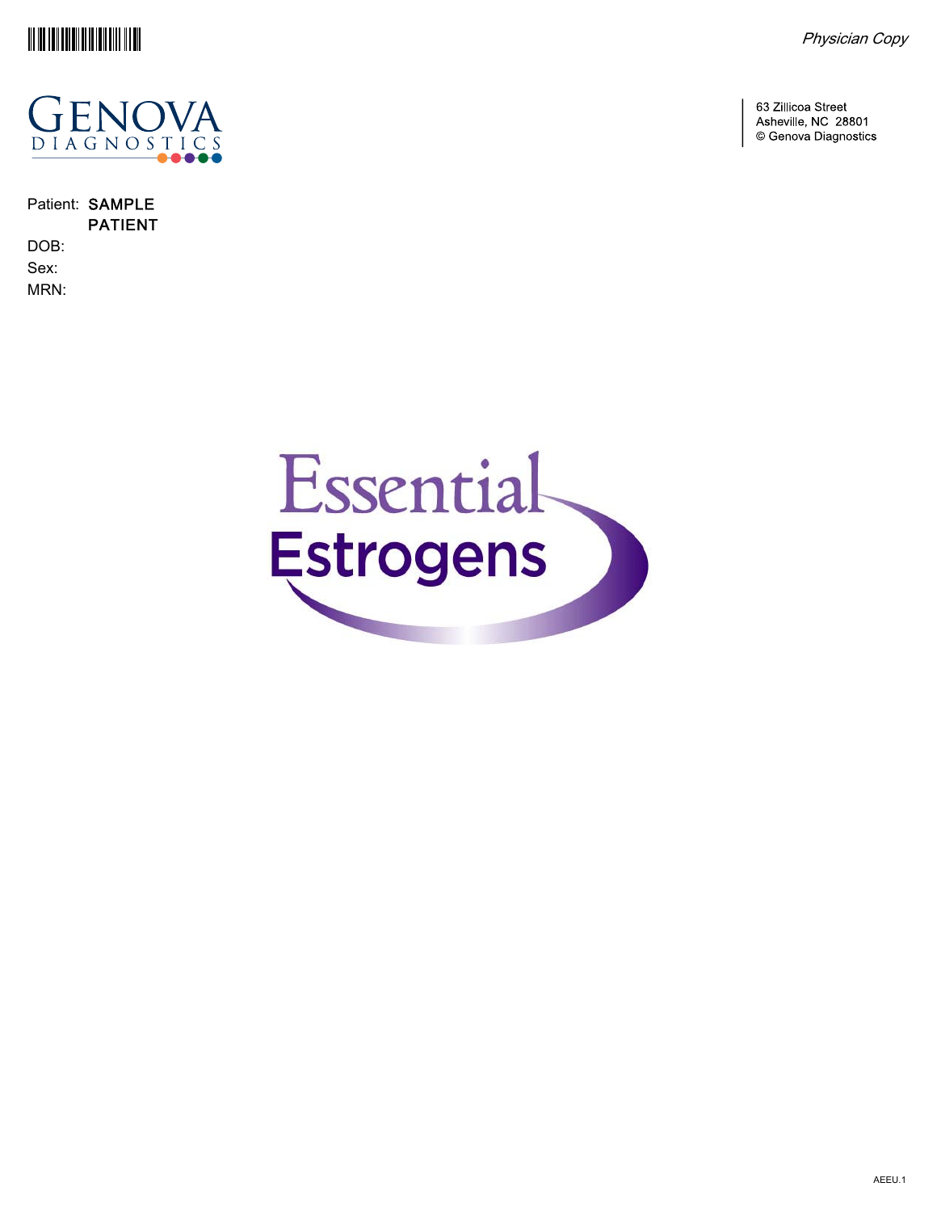*Physician Copy*

GENOVA DIAGNOSTICS

63 Zillicoa Street
Asheville, NC 28801
© Genova Diagnostics

Patient: **SAMPLE PATIENT**

DOB:

Sex:

MRN:

# Essential Estrogens

AEEU.1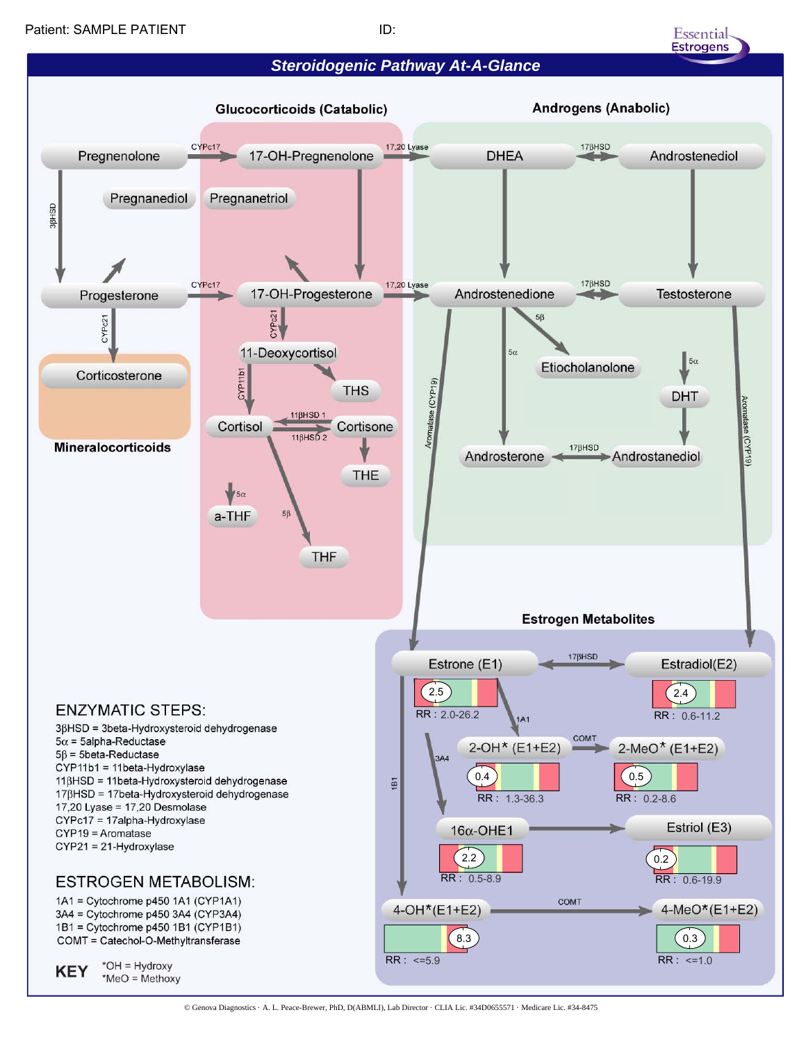Patient: SAMPLE PATIENT ID:

## Steroidogenic Pathway At-A-Glance

### Glucocorticoids (Catabolic)

### Androgens (Anabolic)

Pregnenolone → (CYPc17) → 17-OH-Pregnenolone → (17,20 Lyase) → DHEA ↔ (17βHSD) ↔ Androstenediol

Pregnanediol, Pregnanetriol

Pregnenolone → (3βHSD) → Progesterone

Progesterone → (CYPc17) → 17-OH-Progesterone → (17,20 Lyase) → Androstenedione ↔ (17βHSD) ↔ Testosterone

Progesterone → (CYPc21) → Corticosterone

**Mineralocorticoids**

17-OH-Progesterone → (CYPc21) → 11-Deoxycortisol → THS

11-Deoxycortisol → (CYP11b1) → Cortisol

Cortisol → (11βHSD 2) → Cortisone; Cortisone → (11βHSD 1) → Cortisol

Cortisone → THE

Cortisol → (5α) → a-THF

Cortisol → (5β) → THF

Androstenedione → (5β) → Etiocholanolone

Androstenedione → (5α) → Androsterone ↔ (17βHSD) ↔ Androstanediol

Testosterone → (5α) → DHT → Androstanediol

Androstenedione → (Aromatase (CYP19)) → Estrone (E1)

Testosterone → (Aromatase (CYP19)) → Estradiol (E2)

### Estrogen Metabolites

| Metabolite | Result | RR |
|---|---|---|
| Estrone (E1) | 2.5 | 2.0-26.2 |
| Estradiol (E2) | 2.4 | 0.6-11.2 |
| 2-OH* (E1+E2) | 0.4 | 1.3-36.3 |
| 2-MeO* (E1+E2) | 0.5 | 0.2-8.6 |
| 16α-OHE1 | 2.2 | 0.5-8.9 |
| Estriol (E3) | 0.2 | 0.6-19.9 |
| 4-OH*(E1+E2) | 8.3 | <=5.9 |
| 4-MeO*(E1+E2) | 0.3 | <=1.0 |

Estrone (E1) ↔ (17βHSD) ↔ Estradiol (E2)

Estrone (E1) → (1A1) → 2-OH* (E1+E2) → (COMT) → 2-MeO* (E1+E2)

Estrone (E1) → (3A4) → 16α-OHE1 → Estriol (E3)

Estrone (E1) → (1B1) → 4-OH*(E1+E2) → (COMT) → 4-MeO*(E1+E2)

### ENZYMATIC STEPS:

3βHSD = 3beta-Hydroxysteroid dehydrogenase
5α = 5alpha-Reductase
5β = 5beta-Reductase
CYP11b1 = 11beta-Hydroxylase
11βHSD = 11beta-Hydroxysteroid dehydrogenase
17βHSD = 17beta-Hydroxysteroid dehydrogenase
17,20 Lyase = 17,20 Desmolase
CYPc17 = 17alpha-Hydroxylase
CYP19 = Aromatase
CYP21 = 21-Hydroxylase

### ESTROGEN METABOLISM:

1A1 = Cytochrome p450 1A1 (CYP1A1)
3A4 = Cytochrome p450 3A4 (CYP3A4)
1B1 = Cytochrome p450 1B1 (CYP1B1)
COMT = Catechol-O-Methyltransferase

**KEY** *OH = Hydroxy
*MeO = Methoxy

© Genova Diagnostics · A. L. Peace-Brewer, PhD, D(ABMLI), Lab Director · CLIA Lic. #34D0655571 · Medicare Lic. #34-8475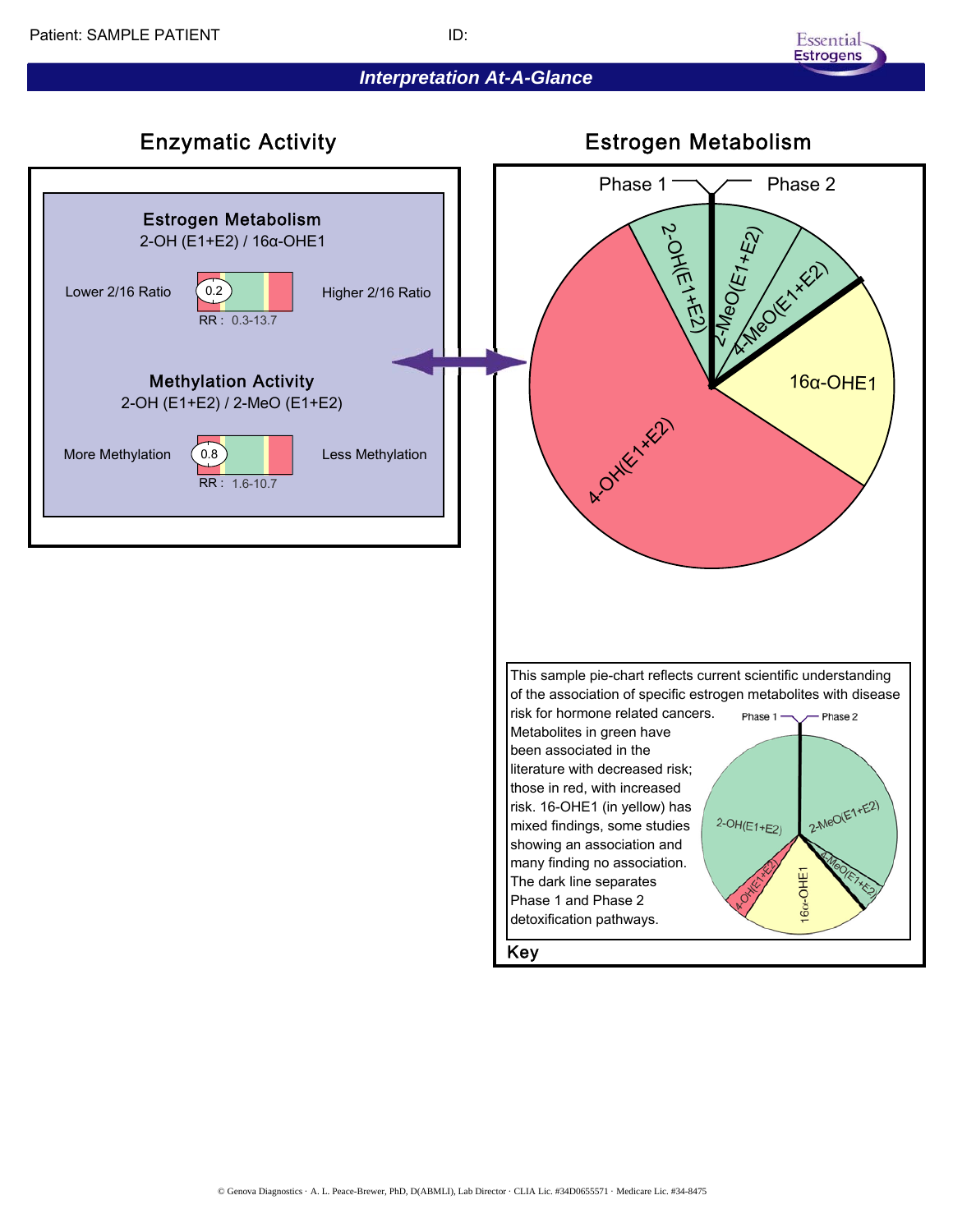Patient: SAMPLE PATIENT ID:

## *Interpretation At-A-Glance*

### Enzymatic Activity

**Estrogen Metabolism**

2-OH (E1+E2) / 16α-OHE1

Lower 2/16 Ratio — 0.2 — Higher 2/16 Ratio

RR : 0.3-13.7

**Methylation Activity**

2-OH (E1+E2) / 2-MeO (E1+E2)

More Methylation — 0.8 — Less Methylation

RR : 1.6-10.7

### Estrogen Metabolism

Phase 1 — Phase 2

2-OH(E1+E2)

2-MeO(E1+E2)

4-MeO(E1+E2)

16α-OHE1

4-OH(E1+E2)

This sample pie-chart reflects current scientific understanding of the association of specific estrogen metabolites with disease risk for hormone related cancers. Metabolites in green have been associated in the literature with decreased risk; those in red, with increased risk. 16-OHE1 (in yellow) has mixed findings, some studies showing an association and many finding no association. The dark line separates Phase 1 and Phase 2 detoxification pathways.

Phase 1 — Phase 2

2-OH(E1+E2)

2-MeO(E1+E2)

4-MeO(E1+E2)

16α-OHE1

4-OH(E1+E2)

**Key**

© Genova Diagnostics · A. L. Peace-Brewer, PhD, D(ABMLI), Lab Director · CLIA Lic. #34D0655571 · Medicare Lic. #34-8475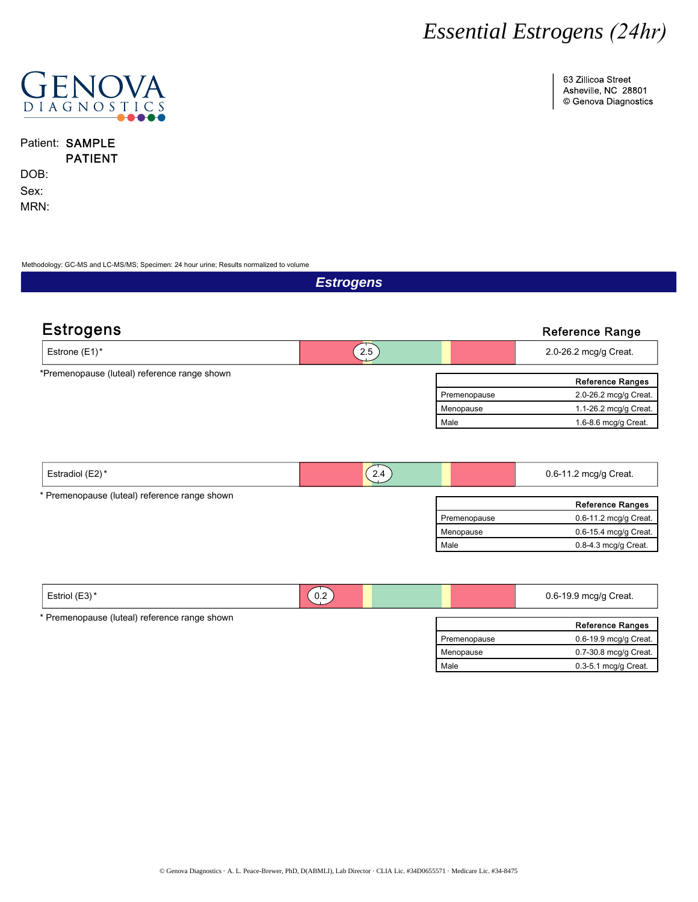# Essential Estrogens (24hr)

**GENOVA DIAGNOSTICS**

63 Zillicoa Street
Asheville, NC 28801
© Genova Diagnostics

Patient: **SAMPLE PATIENT**

DOB:

Sex:

MRN:

Methodology: GC-MS and LC-MS/MS; Specimen: 24 hour urine; Results normalized to volume

## Estrogens

### Estrogens

| | Result | Reference Range |
|---|---|---|
| Estrone (E1)* | 2.5 | 2.0-26.2 mcg/g Creat. |

*Premenopause (luteal) reference range shown

| | Reference Ranges |
|---|---|
| Premenopause | 2.0-26.2 mcg/g Creat. |
| Menopause | 1.1-26.2 mcg/g Creat. |
| Male | 1.6-8.6 mcg/g Creat. |

| | Result | Reference Range |
|---|---|---|
| Estradiol (E2)* | 2.4 | 0.6-11.2 mcg/g Creat. |

* Premenopause (luteal) reference range shown

| | Reference Ranges |
|---|---|
| Premenopause | 0.6-11.2 mcg/g Creat. |
| Menopause | 0.6-15.4 mcg/g Creat. |
| Male | 0.8-4.3 mcg/g Creat. |

| | Result | Reference Range |
|---|---|---|
| Estriol (E3)* | 0.2 | 0.6-19.9 mcg/g Creat. |

* Premenopause (luteal) reference range shown

| | Reference Ranges |
|---|---|
| Premenopause | 0.6-19.9 mcg/g Creat. |
| Menopause | 0.7-30.8 mcg/g Creat. |
| Male | 0.3-5.1 mcg/g Creat. |

© Genova Diagnostics · A. L. Peace-Brewer, PhD, D(ABMLI), Lab Director · CLIA Lic. #34D0655571 · Medicare Lic. #34-8475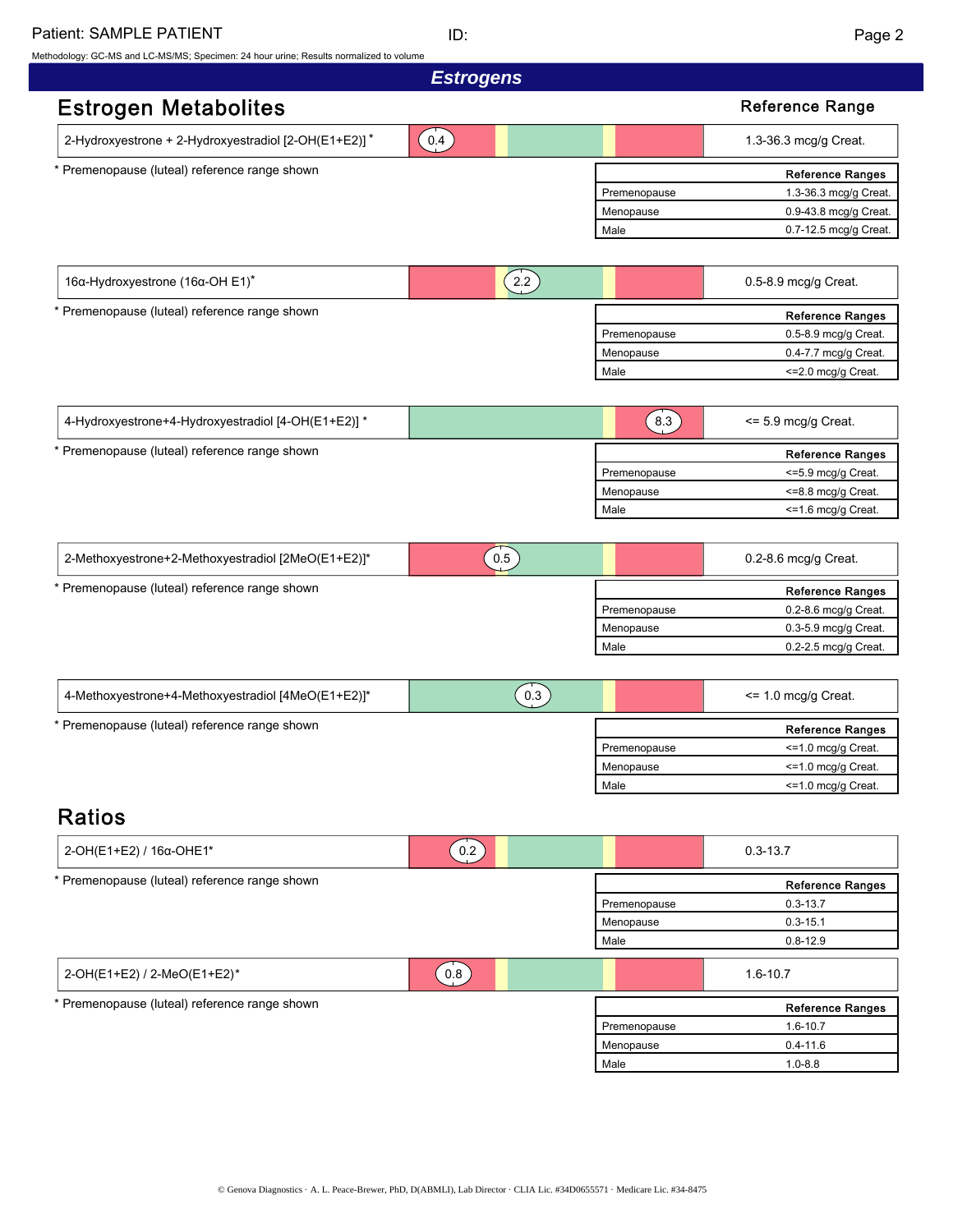Patient: SAMPLE PATIENT

ID:

Methodology: GC-MS and LC-MS/MS; Specimen: 24 hour urine; Results normalized to volume

## *Estrogens*

## Estrogen Metabolites

| Test | Result | Reference Range |
|---|---|---|
| 2-Hydroxyestrone + 2-Hydroxyestradiol [2-OH(E1+E2)] * | 0.4 | 1.3-36.3 mcg/g Creat. |

\* Premenopause (luteal) reference range shown

| | Reference Ranges |
|---|---|
| Premenopause | 1.3-36.3 mcg/g Creat. |
| Menopause | 0.9-43.8 mcg/g Creat. |
| Male | 0.7-12.5 mcg/g Creat. |

| Test | Result | Reference Range |
|---|---|---|
| 16α-Hydroxyestrone (16α-OH E1)* | 2.2 | 0.5-8.9 mcg/g Creat. |

\* Premenopause (luteal) reference range shown

| | Reference Ranges |
|---|---|
| Premenopause | 0.5-8.9 mcg/g Creat. |
| Menopause | 0.4-7.7 mcg/g Creat. |
| Male | <=2.0 mcg/g Creat. |

| Test | Result | Reference Range |
|---|---|---|
| 4-Hydroxyestrone+4-Hydroxyestradiol [4-OH(E1+E2)] * | 8.3 | <= 5.9 mcg/g Creat. |

\* Premenopause (luteal) reference range shown

| | Reference Ranges |
|---|---|
| Premenopause | <=5.9 mcg/g Creat. |
| Menopause | <=8.8 mcg/g Creat. |
| Male | <=1.6 mcg/g Creat. |

| Test | Result | Reference Range |
|---|---|---|
| 2-Methoxyestrone+2-Methoxyestradiol [2MeO(E1+E2)]* | 0.5 | 0.2-8.6 mcg/g Creat. |

\* Premenopause (luteal) reference range shown

| | Reference Ranges |
|---|---|
| Premenopause | 0.2-8.6 mcg/g Creat. |
| Menopause | 0.3-5.9 mcg/g Creat. |
| Male | 0.2-2.5 mcg/g Creat. |

| Test | Result | Reference Range |
|---|---|---|
| 4-Methoxyestrone+4-Methoxyestradiol [4MeO(E1+E2)]* | 0.3 | <= 1.0 mcg/g Creat. |

\* Premenopause (luteal) reference range shown

| | Reference Ranges |
|---|---|
| Premenopause | <=1.0 mcg/g Creat. |
| Menopause | <=1.0 mcg/g Creat. |
| Male | <=1.0 mcg/g Creat. |

## Ratios

| Test | Result | Reference Range |
|---|---|---|
| 2-OH(E1+E2) / 16α-OHE1* | 0.2 | 0.3-13.7 |

\* Premenopause (luteal) reference range shown

| | Reference Ranges |
|---|---|
| Premenopause | 0.3-13.7 |
| Menopause | 0.3-15.1 |
| Male | 0.8-12.9 |

| Test | Result | Reference Range |
|---|---|---|
| 2-OH(E1+E2) / 2-MeO(E1+E2)* | 0.8 | 1.6-10.7 |

\* Premenopause (luteal) reference range shown

| | Reference Ranges |
|---|---|
| Premenopause | 1.6-10.7 |
| Menopause | 0.4-11.6 |
| Male | 1.0-8.8 |

© Genova Diagnostics · A. L. Peace-Brewer, PhD, D(ABMLI), Lab Director · CLIA Lic. #34D0655571 · Medicare Lic. #34-8475